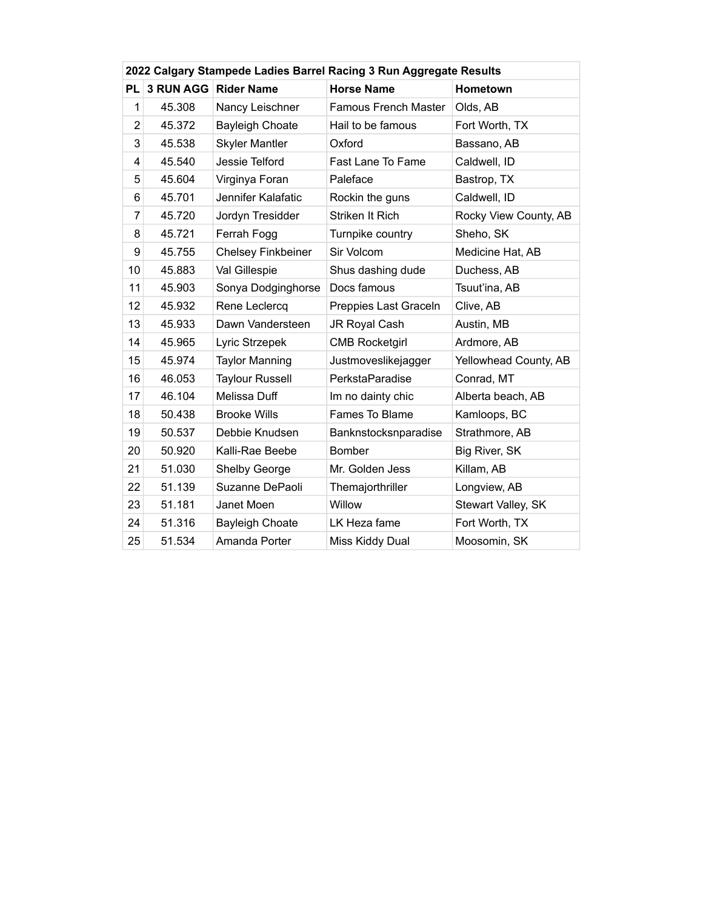| 2022 Calgary Stampede Ladies Barrel Racing 3 Run Aggregate Results | | | | |
|---|---|---|---|---|
| PL | 3 RUN AGG | Rider Name | Horse Name | Hometown |
| 1 | 45.308 | Nancy Leischner | Famous French Master | Olds, AB |
| 2 | 45.372 | Bayleigh Choate | Hail to be famous | Fort Worth, TX |
| 3 | 45.538 | Skyler Mantler | Oxford | Bassano, AB |
| 4 | 45.540 | Jessie Telford | Fast Lane To Fame | Caldwell, ID |
| 5 | 45.604 | Virginya Foran | Paleface | Bastrop, TX |
| 6 | 45.701 | Jennifer Kalafatic | Rockin the guns | Caldwell, ID |
| 7 | 45.720 | Jordyn Tresidder | Striken It Rich | Rocky View County, AB |
| 8 | 45.721 | Ferrah Fogg | Turnpike country | Sheho, SK |
| 9 | 45.755 | Chelsey Finkbeiner | Sir Volcom | Medicine Hat, AB |
| 10 | 45.883 | Val Gillespie | Shus dashing dude | Duchess, AB |
| 11 | 45.903 | Sonya Dodginghorse | Docs famous | Tsuut'ina, AB |
| 12 | 45.932 | Rene Leclercq | Preppies Last Graceln | Clive, AB |
| 13 | 45.933 | Dawn Vandersteen | JR Royal Cash | Austin, MB |
| 14 | 45.965 | Lyric Strzepek | CMB Rocketgirl | Ardmore, AB |
| 15 | 45.974 | Taylor Manning | Justmoveslikejagger | Yellowhead County, AB |
| 16 | 46.053 | Taylour Russell | PerkstaParadise | Conrad, MT |
| 17 | 46.104 | Melissa Duff | Im no dainty chic | Alberta beach, AB |
| 18 | 50.438 | Brooke Wills | Fames To Blame | Kamloops, BC |
| 19 | 50.537 | Debbie Knudsen | Banknstocksnparadise | Strathmore, AB |
| 20 | 50.920 | Kalli-Rae Beebe | Bomber | Big River, SK |
| 21 | 51.030 | Shelby George | Mr. Golden Jess | Killam, AB |
| 22 | 51.139 | Suzanne DePaoli | Themajorthriller | Longview, AB |
| 23 | 51.181 | Janet Moen | Willow | Stewart Valley, SK |
| 24 | 51.316 | Bayleigh Choate | LK Heza fame | Fort Worth, TX |
| 25 | 51.534 | Amanda Porter | Miss Kiddy Dual | Moosomin, SK |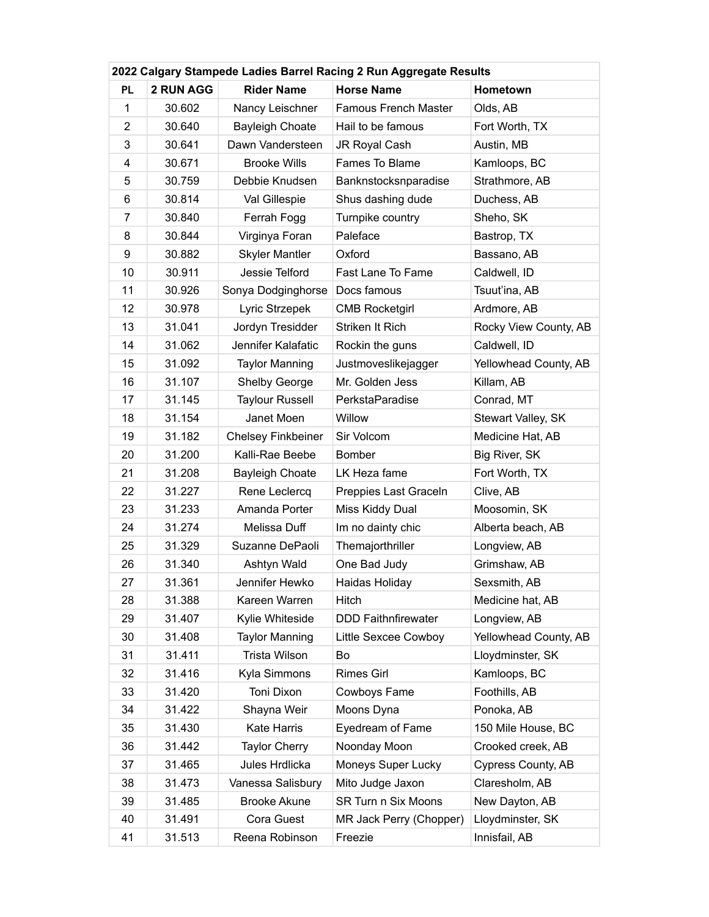| 2022 Calgary Stampede Ladies Barrel Racing 2 Run Aggregate Results | | | | |
|---|---|---|---|---|
| PL | 2 RUN AGG | Rider Name | Horse Name | Hometown |
| 1 | 30.602 | Nancy Leischner | Famous French Master | Olds, AB |
| 2 | 30.640 | Bayleigh Choate | Hail to be famous | Fort Worth, TX |
| 3 | 30.641 | Dawn Vandersteen | JR Royal Cash | Austin, MB |
| 4 | 30.671 | Brooke Wills | Fames To Blame | Kamloops, BC |
| 5 | 30.759 | Debbie Knudsen | Banknstocksnparadise | Strathmore, AB |
| 6 | 30.814 | Val Gillespie | Shus dashing dude | Duchess, AB |
| 7 | 30.840 | Ferrah Fogg | Turnpike country | Sheho, SK |
| 8 | 30.844 | Virginya Foran | Paleface | Bastrop, TX |
| 9 | 30.882 | Skyler Mantler | Oxford | Bassano, AB |
| 10 | 30.911 | Jessie Telford | Fast Lane To Fame | Caldwell, ID |
| 11 | 30.926 | Sonya Dodginghorse | Docs famous | Tsuut'ina, AB |
| 12 | 30.978 | Lyric Strzepek | CMB Rocketgirl | Ardmore, AB |
| 13 | 31.041 | Jordyn Tresidder | Striken It Rich | Rocky View County, AB |
| 14 | 31.062 | Jennifer Kalafatic | Rockin the guns | Caldwell, ID |
| 15 | 31.092 | Taylor Manning | Justmoveslikejagger | Yellowhead County, AB |
| 16 | 31.107 | Shelby George | Mr. Golden Jess | Killam, AB |
| 17 | 31.145 | Taylour Russell | PerkstaParadise | Conrad, MT |
| 18 | 31.154 | Janet Moen | Willow | Stewart Valley, SK |
| 19 | 31.182 | Chelsey Finkbeiner | Sir Volcom | Medicine Hat, AB |
| 20 | 31.200 | Kalli-Rae Beebe | Bomber | Big River, SK |
| 21 | 31.208 | Bayleigh Choate | LK Heza fame | Fort Worth, TX |
| 22 | 31.227 | Rene Leclercq | Preppies Last Graceln | Clive, AB |
| 23 | 31.233 | Amanda Porter | Miss Kiddy Dual | Moosomin, SK |
| 24 | 31.274 | Melissa Duff | Im no dainty chic | Alberta beach, AB |
| 25 | 31.329 | Suzanne DePaoli | Themajorthriller | Longview, AB |
| 26 | 31.340 | Ashtyn Wald | One Bad Judy | Grimshaw, AB |
| 27 | 31.361 | Jennifer Hewko | Haidas Holiday | Sexsmith, AB |
| 28 | 31.388 | Kareen Warren | Hitch | Medicine hat, AB |
| 29 | 31.407 | Kylie Whiteside | DDD Faithnfirewater | Longview, AB |
| 30 | 31.408 | Taylor Manning | Little Sexcee Cowboy | Yellowhead County, AB |
| 31 | 31.411 | Trista Wilson | Bo | Lloydminster, SK |
| 32 | 31.416 | Kyla Simmons | Rimes Girl | Kamloops, BC |
| 33 | 31.420 | Toni Dixon | Cowboys Fame | Foothills, AB |
| 34 | 31.422 | Shayna Weir | Moons Dyna | Ponoka, AB |
| 35 | 31.430 | Kate Harris | Eyedream of Fame | 150 Mile House, BC |
| 36 | 31.442 | Taylor Cherry | Noonday Moon | Crooked creek, AB |
| 37 | 31.465 | Jules Hrdlicka | Moneys Super Lucky | Cypress County, AB |
| 38 | 31.473 | Vanessa Salisbury | Mito Judge Jaxon | Claresholm, AB |
| 39 | 31.485 | Brooke Akune | SR Turn n Six Moons | New Dayton, AB |
| 40 | 31.491 | Cora Guest | MR Jack Perry (Chopper) | Lloydminster, SK |
| 41 | 31.513 | Reena Robinson | Freezie | Innisfail, AB |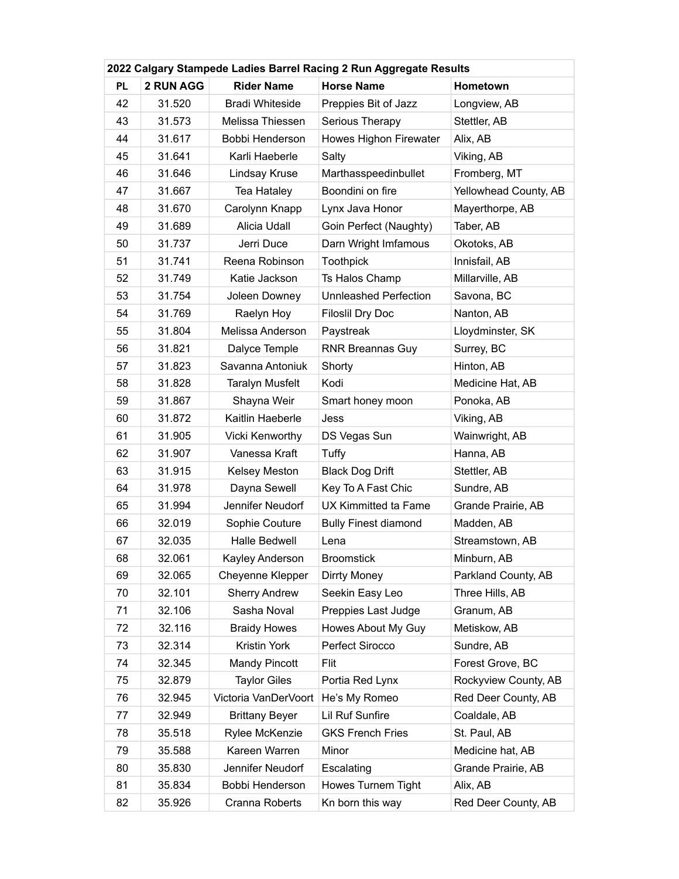| 2022 Calgary Stampede Ladies Barrel Racing 2 Run Aggregate Results | | | | |
|---|---|---|---|---|
| PL | 2 RUN AGG | Rider Name | Horse Name | Hometown |
| 42 | 31.520 | Bradi Whiteside | Preppies Bit of Jazz | Longview, AB |
| 43 | 31.573 | Melissa Thiessen | Serious Therapy | Stettler, AB |
| 44 | 31.617 | Bobbi Henderson | Howes Highon Firewater | Alix, AB |
| 45 | 31.641 | Karli Haeberle | Salty | Viking, AB |
| 46 | 31.646 | Lindsay Kruse | Marthasspeedinbullet | Fromberg, MT |
| 47 | 31.667 | Tea Hataley | Boondini on fire | Yellowhead County, AB |
| 48 | 31.670 | Carolynn Knapp | Lynx Java Honor | Mayerthorpe, AB |
| 49 | 31.689 | Alicia Udall | Goin Perfect (Naughty) | Taber, AB |
| 50 | 31.737 | Jerri Duce | Darn Wright Imfamous | Okotoks, AB |
| 51 | 31.741 | Reena Robinson | Toothpick | Innisfail, AB |
| 52 | 31.749 | Katie Jackson | Ts Halos Champ | Millarville, AB |
| 53 | 31.754 | Joleen Downey | Unleashed Perfection | Savona, BC |
| 54 | 31.769 | Raelyn Hoy | Filoslil Dry Doc | Nanton, AB |
| 55 | 31.804 | Melissa Anderson | Paystreak | Lloydminster, SK |
| 56 | 31.821 | Dalyce Temple | RNR Breannas Guy | Surrey, BC |
| 57 | 31.823 | Savanna Antoniuk | Shorty | Hinton, AB |
| 58 | 31.828 | Taralyn Musfelt | Kodi | Medicine Hat, AB |
| 59 | 31.867 | Shayna Weir | Smart honey moon | Ponoka, AB |
| 60 | 31.872 | Kaitlin Haeberle | Jess | Viking, AB |
| 61 | 31.905 | Vicki Kenworthy | DS Vegas Sun | Wainwright, AB |
| 62 | 31.907 | Vanessa Kraft | Tuffy | Hanna, AB |
| 63 | 31.915 | Kelsey Meston | Black Dog Drift | Stettler, AB |
| 64 | 31.978 | Dayna Sewell | Key To A Fast Chic | Sundre, AB |
| 65 | 31.994 | Jennifer Neudorf | UX Kimmitted ta Fame | Grande Prairie, AB |
| 66 | 32.019 | Sophie Couture | Bully Finest diamond | Madden, AB |
| 67 | 32.035 | Halle Bedwell | Lena | Streamstown, AB |
| 68 | 32.061 | Kayley Anderson | Broomstick | Minburn, AB |
| 69 | 32.065 | Cheyenne Klepper | Dirrty Money | Parkland County, AB |
| 70 | 32.101 | Sherry Andrew | Seekin Easy Leo | Three Hills, AB |
| 71 | 32.106 | Sasha Noval | Preppies Last Judge | Granum, AB |
| 72 | 32.116 | Braidy Howes | Howes About My Guy | Metiskow, AB |
| 73 | 32.314 | Kristin York | Perfect Sirocco | Sundre, AB |
| 74 | 32.345 | Mandy Pincott | Flit | Forest Grove, BC |
| 75 | 32.879 | Taylor Giles | Portia Red Lynx | Rockyview County, AB |
| 76 | 32.945 | Victoria VanDerVoort | He's My Romeo | Red Deer County, AB |
| 77 | 32.949 | Brittany Beyer | Lil Ruf Sunfire | Coaldale, AB |
| 78 | 35.518 | Rylee McKenzie | GKS French Fries | St. Paul, AB |
| 79 | 35.588 | Kareen Warren | Minor | Medicine hat, AB |
| 80 | 35.830 | Jennifer Neudorf | Escalating | Grande Prairie, AB |
| 81 | 35.834 | Bobbi Henderson | Howes Turnem Tight | Alix, AB |
| 82 | 35.926 | Cranna Roberts | Kn born this way | Red Deer County, AB |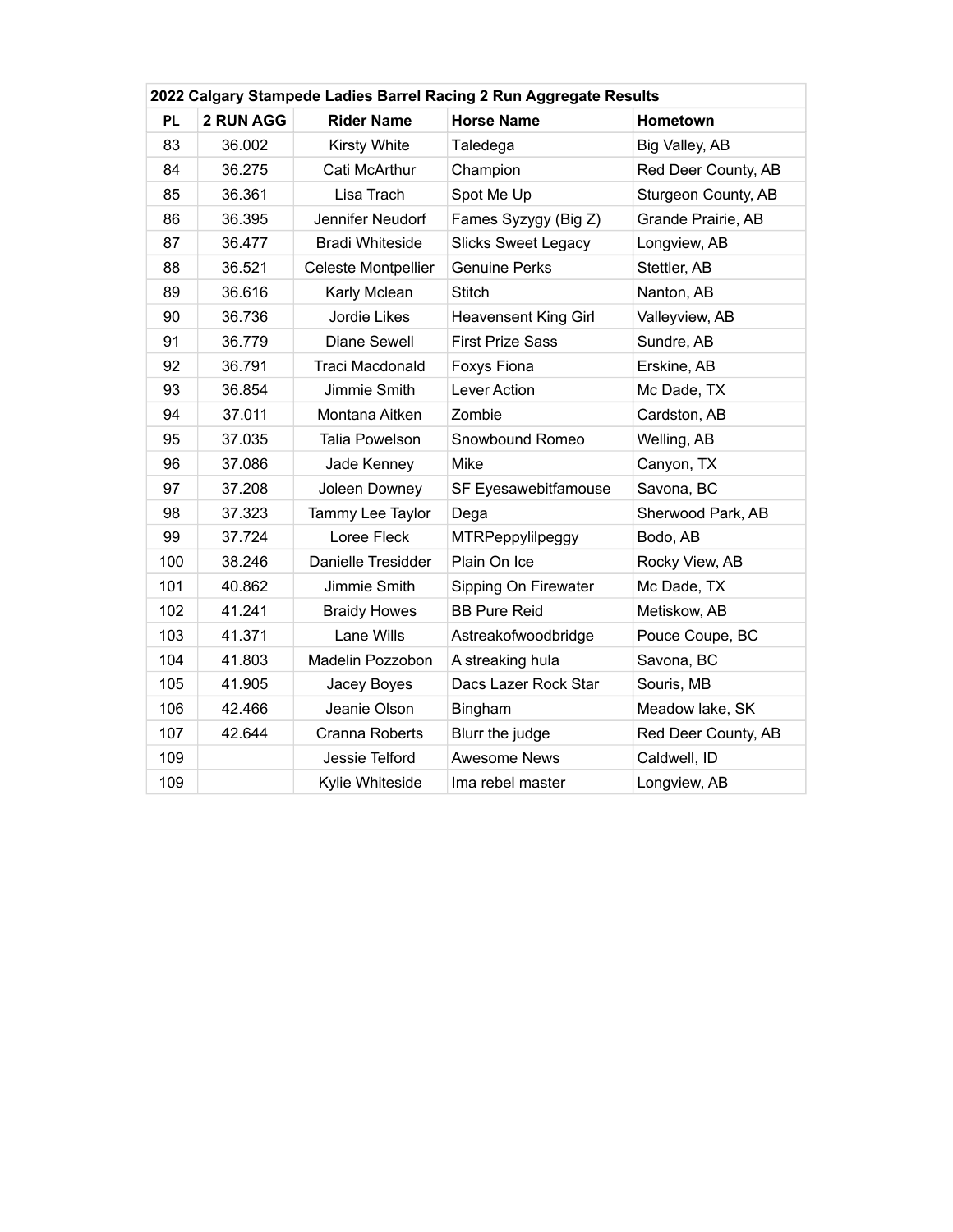| 2022 Calgary Stampede Ladies Barrel Racing 2 Run Aggregate Results | | | | |
|---|---|---|---|---|
| **PL** | **2 RUN AGG** | **Rider Name** | **Horse Name** | **Hometown** |
| 83 | 36.002 | Kirsty White | Taledega | Big Valley, AB |
| 84 | 36.275 | Cati McArthur | Champion | Red Deer County, AB |
| 85 | 36.361 | Lisa Trach | Spot Me Up | Sturgeon County, AB |
| 86 | 36.395 | Jennifer Neudorf | Fames Syzygy (Big Z) | Grande Prairie, AB |
| 87 | 36.477 | Bradi Whiteside | Slicks Sweet Legacy | Longview, AB |
| 88 | 36.521 | Celeste Montpellier | Genuine Perks | Stettler, AB |
| 89 | 36.616 | Karly Mclean | Stitch | Nanton, AB |
| 90 | 36.736 | Jordie Likes | Heavensent King Girl | Valleyview, AB |
| 91 | 36.779 | Diane Sewell | First Prize Sass | Sundre, AB |
| 92 | 36.791 | Traci Macdonald | Foxys Fiona | Erskine, AB |
| 93 | 36.854 | Jimmie Smith | Lever Action | Mc Dade, TX |
| 94 | 37.011 | Montana Aitken | Zombie | Cardston, AB |
| 95 | 37.035 | Talia Powelson | Snowbound Romeo | Welling, AB |
| 96 | 37.086 | Jade Kenney | Mike | Canyon, TX |
| 97 | 37.208 | Joleen Downey | SF Eyesawebitfamouse | Savona, BC |
| 98 | 37.323 | Tammy Lee Taylor | Dega | Sherwood Park, AB |
| 99 | 37.724 | Loree Fleck | MTRPeppylilpeggy | Bodo, AB |
| 100 | 38.246 | Danielle Tresidder | Plain On Ice | Rocky View, AB |
| 101 | 40.862 | Jimmie Smith | Sipping On Firewater | Mc Dade, TX |
| 102 | 41.241 | Braidy Howes | BB Pure Reid | Metiskow, AB |
| 103 | 41.371 | Lane Wills | Astreakofwoodbridge | Pouce Coupe, BC |
| 104 | 41.803 | Madelin Pozzobon | A streaking hula | Savona, BC |
| 105 | 41.905 | Jacey Boyes | Dacs Lazer Rock Star | Souris, MB |
| 106 | 42.466 | Jeanie Olson | Bingham | Meadow lake, SK |
| 107 | 42.644 | Cranna Roberts | Blurr the judge | Red Deer County, AB |
| 109 | | Jessie Telford | Awesome News | Caldwell, ID |
| 109 | | Kylie Whiteside | Ima rebel master | Longview, AB |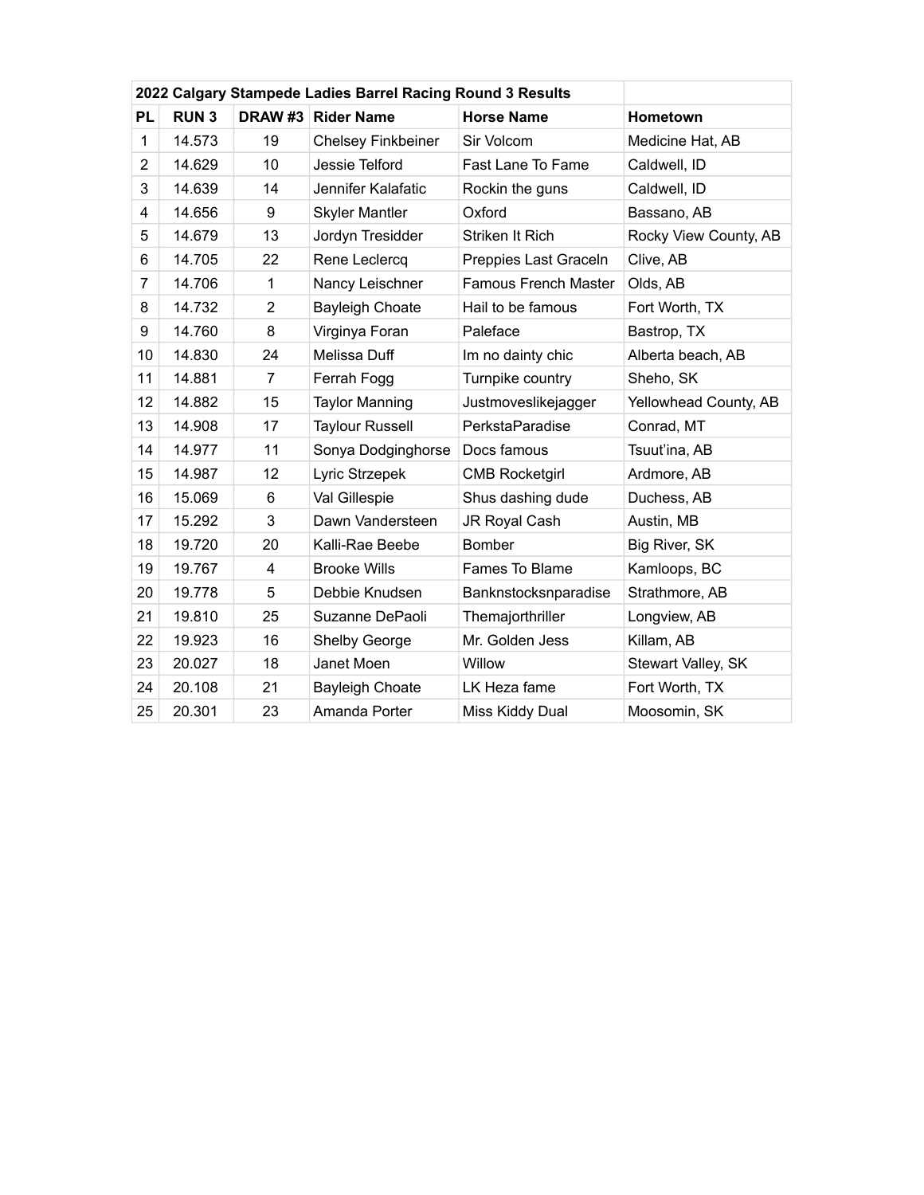| 2022 Calgary Stampede Ladies Barrel Racing Round 3 Results | | | | | |
|---|---|---|---|---|---|
| **PL** | **RUN 3** | **DRAW #3** | **Rider Name** | **Horse Name** | **Hometown** |
| 1 | 14.573 | 19 | Chelsey Finkbeiner | Sir Volcom | Medicine Hat, AB |
| 2 | 14.629 | 10 | Jessie Telford | Fast Lane To Fame | Caldwell, ID |
| 3 | 14.639 | 14 | Jennifer Kalafatic | Rockin the guns | Caldwell, ID |
| 4 | 14.656 | 9 | Skyler Mantler | Oxford | Bassano, AB |
| 5 | 14.679 | 13 | Jordyn Tresidder | Striken It Rich | Rocky View County, AB |
| 6 | 14.705 | 22 | Rene Leclercq | Preppies Last Graceln | Clive, AB |
| 7 | 14.706 | 1 | Nancy Leischner | Famous French Master | Olds, AB |
| 8 | 14.732 | 2 | Bayleigh Choate | Hail to be famous | Fort Worth, TX |
| 9 | 14.760 | 8 | Virginya Foran | Paleface | Bastrop, TX |
| 10 | 14.830 | 24 | Melissa Duff | Im no dainty chic | Alberta beach, AB |
| 11 | 14.881 | 7 | Ferrah Fogg | Turnpike country | Sheho, SK |
| 12 | 14.882 | 15 | Taylor Manning | Justmoveslikejagger | Yellowhead County, AB |
| 13 | 14.908 | 17 | Taylour Russell | PerkstaParadise | Conrad, MT |
| 14 | 14.977 | 11 | Sonya Dodginghorse | Docs famous | Tsuut'ina, AB |
| 15 | 14.987 | 12 | Lyric Strzepek | CMB Rocketgirl | Ardmore, AB |
| 16 | 15.069 | 6 | Val Gillespie | Shus dashing dude | Duchess, AB |
| 17 | 15.292 | 3 | Dawn Vandersteen | JR Royal Cash | Austin, MB |
| 18 | 19.720 | 20 | Kalli-Rae Beebe | Bomber | Big River, SK |
| 19 | 19.767 | 4 | Brooke Wills | Fames To Blame | Kamloops, BC |
| 20 | 19.778 | 5 | Debbie Knudsen | Banknstocksnparadise | Strathmore, AB |
| 21 | 19.810 | 25 | Suzanne DePaoli | Themajorthriller | Longview, AB |
| 22 | 19.923 | 16 | Shelby George | Mr. Golden Jess | Killam, AB |
| 23 | 20.027 | 18 | Janet Moen | Willow | Stewart Valley, SK |
| 24 | 20.108 | 21 | Bayleigh Choate | LK Heza fame | Fort Worth, TX |
| 25 | 20.301 | 23 | Amanda Porter | Miss Kiddy Dual | Moosomin, SK |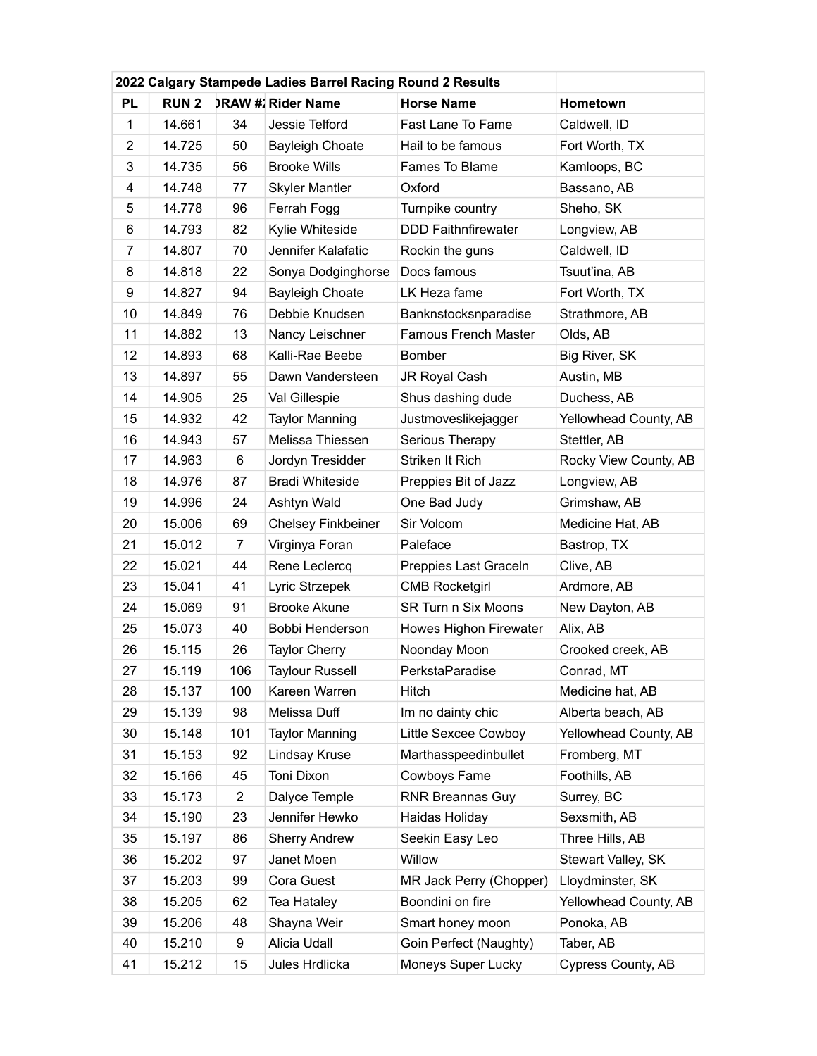| 2022 Calgary Stampede Ladies Barrel Racing Round 2 Results | | | | | |
|---|---|---|---|---|---|
| **PL** | **RUN 2** | **DRAW #2** | **Rider Name** | **Horse Name** | **Hometown** |
| 1 | 14.661 | 34 | Jessie Telford | Fast Lane To Fame | Caldwell, ID |
| 2 | 14.725 | 50 | Bayleigh Choate | Hail to be famous | Fort Worth, TX |
| 3 | 14.735 | 56 | Brooke Wills | Fames To Blame | Kamloops, BC |
| 4 | 14.748 | 77 | Skyler Mantler | Oxford | Bassano, AB |
| 5 | 14.778 | 96 | Ferrah Fogg | Turnpike country | Sheho, SK |
| 6 | 14.793 | 82 | Kylie Whiteside | DDD Faithnfirewater | Longview, AB |
| 7 | 14.807 | 70 | Jennifer Kalafatic | Rockin the guns | Caldwell, ID |
| 8 | 14.818 | 22 | Sonya Dodginghorse | Docs famous | Tsuut'ina, AB |
| 9 | 14.827 | 94 | Bayleigh Choate | LK Heza fame | Fort Worth, TX |
| 10 | 14.849 | 76 | Debbie Knudsen | Banknstocksnparadise | Strathmore, AB |
| 11 | 14.882 | 13 | Nancy Leischner | Famous French Master | Olds, AB |
| 12 | 14.893 | 68 | Kalli-Rae Beebe | Bomber | Big River, SK |
| 13 | 14.897 | 55 | Dawn Vandersteen | JR Royal Cash | Austin, MB |
| 14 | 14.905 | 25 | Val Gillespie | Shus dashing dude | Duchess, AB |
| 15 | 14.932 | 42 | Taylor Manning | Justmoveslikejagger | Yellowhead County, AB |
| 16 | 14.943 | 57 | Melissa Thiessen | Serious Therapy | Stettler, AB |
| 17 | 14.963 | 6 | Jordyn Tresidder | Striken It Rich | Rocky View County, AB |
| 18 | 14.976 | 87 | Bradi Whiteside | Preppies Bit of Jazz | Longview, AB |
| 19 | 14.996 | 24 | Ashtyn Wald | One Bad Judy | Grimshaw, AB |
| 20 | 15.006 | 69 | Chelsey Finkbeiner | Sir Volcom | Medicine Hat, AB |
| 21 | 15.012 | 7 | Virginya Foran | Paleface | Bastrop, TX |
| 22 | 15.021 | 44 | Rene Leclercq | Preppies Last Graceln | Clive, AB |
| 23 | 15.041 | 41 | Lyric Strzepek | CMB Rocketgirl | Ardmore, AB |
| 24 | 15.069 | 91 | Brooke Akune | SR Turn n Six Moons | New Dayton, AB |
| 25 | 15.073 | 40 | Bobbi Henderson | Howes Highon Firewater | Alix, AB |
| 26 | 15.115 | 26 | Taylor Cherry | Noonday Moon | Crooked creek, AB |
| 27 | 15.119 | 106 | Taylour Russell | PerkstaParadise | Conrad, MT |
| 28 | 15.137 | 100 | Kareen Warren | Hitch | Medicine hat, AB |
| 29 | 15.139 | 98 | Melissa Duff | Im no dainty chic | Alberta beach, AB |
| 30 | 15.148 | 101 | Taylor Manning | Little Sexcee Cowboy | Yellowhead County, AB |
| 31 | 15.153 | 92 | Lindsay Kruse | Marthasspeedinbullet | Fromberg, MT |
| 32 | 15.166 | 45 | Toni Dixon | Cowboys Fame | Foothills, AB |
| 33 | 15.173 | 2 | Dalyce Temple | RNR Breannas Guy | Surrey, BC |
| 34 | 15.190 | 23 | Jennifer Hewko | Haidas Holiday | Sexsmith, AB |
| 35 | 15.197 | 86 | Sherry Andrew | Seekin Easy Leo | Three Hills, AB |
| 36 | 15.202 | 97 | Janet Moen | Willow | Stewart Valley, SK |
| 37 | 15.203 | 99 | Cora Guest | MR Jack Perry (Chopper) | Lloydminster, SK |
| 38 | 15.205 | 62 | Tea Hataley | Boondini on fire | Yellowhead County, AB |
| 39 | 15.206 | 48 | Shayna Weir | Smart honey moon | Ponoka, AB |
| 40 | 15.210 | 9 | Alicia Udall | Goin Perfect (Naughty) | Taber, AB |
| 41 | 15.212 | 15 | Jules Hrdlicka | Moneys Super Lucky | Cypress County, AB |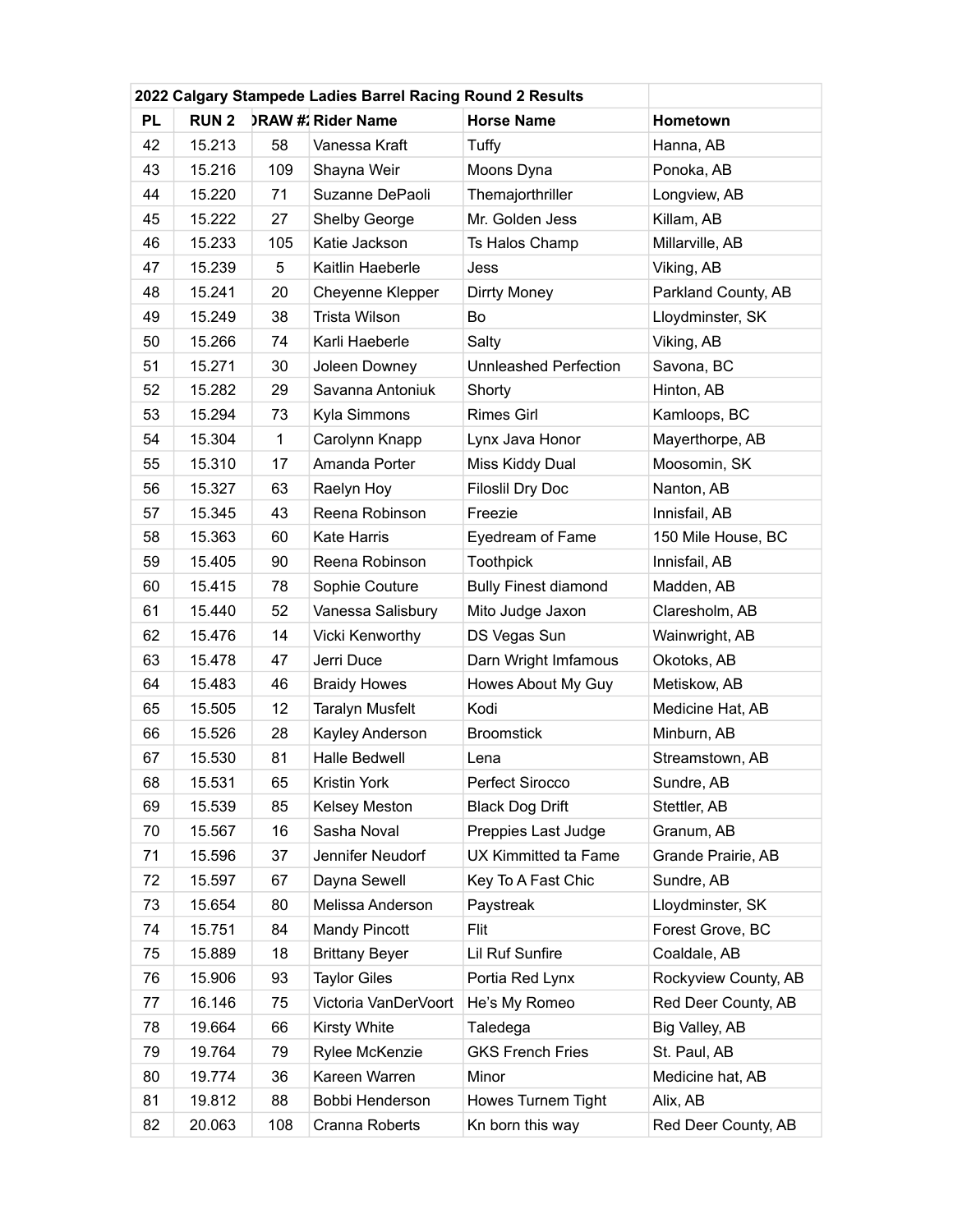| 2022 Calgary Stampede Ladies Barrel Racing Round 2 Results | | | | | |
|---|---|---|---|---|---|
| PL | RUN 2 | DRAW # | Rider Name | Horse Name | Hometown |
| 42 | 15.213 | 58 | Vanessa Kraft | Tuffy | Hanna, AB |
| 43 | 15.216 | 109 | Shayna Weir | Moons Dyna | Ponoka, AB |
| 44 | 15.220 | 71 | Suzanne DePaoli | Themajorthriller | Longview, AB |
| 45 | 15.222 | 27 | Shelby George | Mr. Golden Jess | Killam, AB |
| 46 | 15.233 | 105 | Katie Jackson | Ts Halos Champ | Millarville, AB |
| 47 | 15.239 | 5 | Kaitlin Haeberle | Jess | Viking, AB |
| 48 | 15.241 | 20 | Cheyenne Klepper | Dirrty Money | Parkland County, AB |
| 49 | 15.249 | 38 | Trista Wilson | Bo | Lloydminster, SK |
| 50 | 15.266 | 74 | Karli Haeberle | Salty | Viking, AB |
| 51 | 15.271 | 30 | Joleen Downey | Unnleashed Perfection | Savona, BC |
| 52 | 15.282 | 29 | Savanna Antoniuk | Shorty | Hinton, AB |
| 53 | 15.294 | 73 | Kyla Simmons | Rimes Girl | Kamloops, BC |
| 54 | 15.304 | 1 | Carolynn Knapp | Lynx Java Honor | Mayerthorpe, AB |
| 55 | 15.310 | 17 | Amanda Porter | Miss Kiddy Dual | Moosomin, SK |
| 56 | 15.327 | 63 | Raelyn Hoy | Filoslil Dry Doc | Nanton, AB |
| 57 | 15.345 | 43 | Reena Robinson | Freezie | Innisfail, AB |
| 58 | 15.363 | 60 | Kate Harris | Eyedream of Fame | 150 Mile House, BC |
| 59 | 15.405 | 90 | Reena Robinson | Toothpick | Innisfail, AB |
| 60 | 15.415 | 78 | Sophie Couture | Bully Finest diamond | Madden, AB |
| 61 | 15.440 | 52 | Vanessa Salisbury | Mito Judge Jaxon | Claresholm, AB |
| 62 | 15.476 | 14 | Vicki Kenworthy | DS Vegas Sun | Wainwright, AB |
| 63 | 15.478 | 47 | Jerri Duce | Darn Wright Imfamous | Okotoks, AB |
| 64 | 15.483 | 46 | Braidy Howes | Howes About My Guy | Metiskow, AB |
| 65 | 15.505 | 12 | Taralyn Musfelt | Kodi | Medicine Hat, AB |
| 66 | 15.526 | 28 | Kayley Anderson | Broomstick | Minburn, AB |
| 67 | 15.530 | 81 | Halle Bedwell | Lena | Streamstown, AB |
| 68 | 15.531 | 65 | Kristin York | Perfect Sirocco | Sundre, AB |
| 69 | 15.539 | 85 | Kelsey Meston | Black Dog Drift | Stettler, AB |
| 70 | 15.567 | 16 | Sasha Noval | Preppies Last Judge | Granum, AB |
| 71 | 15.596 | 37 | Jennifer Neudorf | UX Kimmitted ta Fame | Grande Prairie, AB |
| 72 | 15.597 | 67 | Dayna Sewell | Key To A Fast Chic | Sundre, AB |
| 73 | 15.654 | 80 | Melissa Anderson | Paystreak | Lloydminster, SK |
| 74 | 15.751 | 84 | Mandy Pincott | Flit | Forest Grove, BC |
| 75 | 15.889 | 18 | Brittany Beyer | Lil Ruf Sunfire | Coaldale, AB |
| 76 | 15.906 | 93 | Taylor Giles | Portia Red Lynx | Rockyview County, AB |
| 77 | 16.146 | 75 | Victoria VanDerVoort | He's My Romeo | Red Deer County, AB |
| 78 | 19.664 | 66 | Kirsty White | Taledega | Big Valley, AB |
| 79 | 19.764 | 79 | Rylee McKenzie | GKS French Fries | St. Paul, AB |
| 80 | 19.774 | 36 | Kareen Warren | Minor | Medicine hat, AB |
| 81 | 19.812 | 88 | Bobbi Henderson | Howes Turnem Tight | Alix, AB |
| 82 | 20.063 | 108 | Cranna Roberts | Kn born this way | Red Deer County, AB |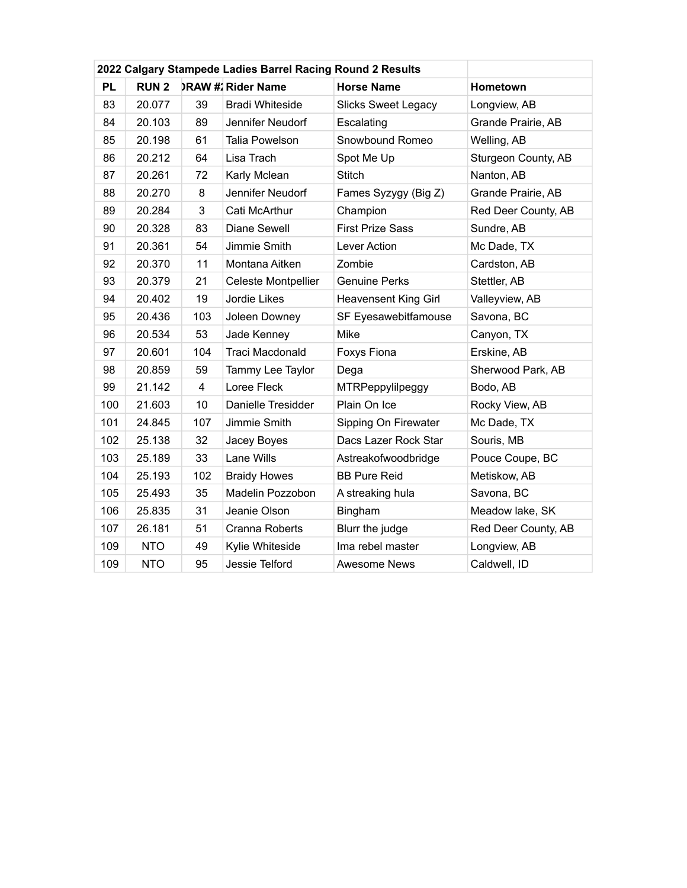| 2022 Calgary Stampede Ladies Barrel Racing Round 2 Results | | | | | |
|---|---|---|---|---|---|
| **PL** | **RUN 2** | **DRAW #** | **Rider Name** | **Horse Name** | **Hometown** |
| 83 | 20.077 | 39 | Bradi Whiteside | Slicks Sweet Legacy | Longview, AB |
| 84 | 20.103 | 89 | Jennifer Neudorf | Escalating | Grande Prairie, AB |
| 85 | 20.198 | 61 | Talia Powelson | Snowbound Romeo | Welling, AB |
| 86 | 20.212 | 64 | Lisa Trach | Spot Me Up | Sturgeon County, AB |
| 87 | 20.261 | 72 | Karly Mclean | Stitch | Nanton, AB |
| 88 | 20.270 | 8 | Jennifer Neudorf | Fames Syzygy (Big Z) | Grande Prairie, AB |
| 89 | 20.284 | 3 | Cati McArthur | Champion | Red Deer County, AB |
| 90 | 20.328 | 83 | Diane Sewell | First Prize Sass | Sundre, AB |
| 91 | 20.361 | 54 | Jimmie Smith | Lever Action | Mc Dade, TX |
| 92 | 20.370 | 11 | Montana Aitken | Zombie | Cardston, AB |
| 93 | 20.379 | 21 | Celeste Montpellier | Genuine Perks | Stettler, AB |
| 94 | 20.402 | 19 | Jordie Likes | Heavensent King Girl | Valleyview, AB |
| 95 | 20.436 | 103 | Joleen Downey | SF Eyesawebitfamouse | Savona, BC |
| 96 | 20.534 | 53 | Jade Kenney | Mike | Canyon, TX |
| 97 | 20.601 | 104 | Traci Macdonald | Foxys Fiona | Erskine, AB |
| 98 | 20.859 | 59 | Tammy Lee Taylor | Dega | Sherwood Park, AB |
| 99 | 21.142 | 4 | Loree Fleck | MTRPeppylilpeggy | Bodo, AB |
| 100 | 21.603 | 10 | Danielle Tresidder | Plain On Ice | Rocky View, AB |
| 101 | 24.845 | 107 | Jimmie Smith | Sipping On Firewater | Mc Dade, TX |
| 102 | 25.138 | 32 | Jacey Boyes | Dacs Lazer Rock Star | Souris, MB |
| 103 | 25.189 | 33 | Lane Wills | Astreakofwoodbridge | Pouce Coupe, BC |
| 104 | 25.193 | 102 | Braidy Howes | BB Pure Reid | Metiskow, AB |
| 105 | 25.493 | 35 | Madelin Pozzobon | A streaking hula | Savona, BC |
| 106 | 25.835 | 31 | Jeanie Olson | Bingham | Meadow lake, SK |
| 107 | 26.181 | 51 | Cranna Roberts | Blurr the judge | Red Deer County, AB |
| 109 | NTO | 49 | Kylie Whiteside | Ima rebel master | Longview, AB |
| 109 | NTO | 95 | Jessie Telford | Awesome News | Caldwell, ID |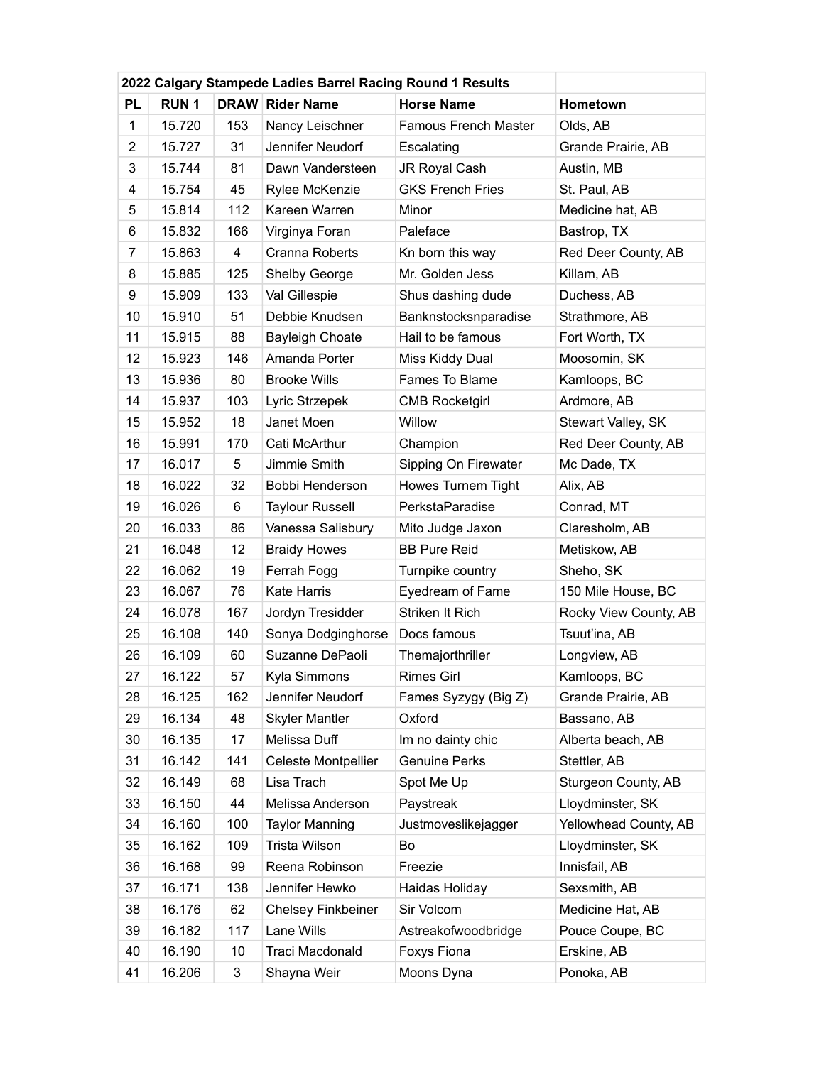| 2022 Calgary Stampede Ladies Barrel Racing Round 1 Results | | | | | |
|---|---|---|---|---|---|
| **PL** | **RUN 1** | **DRAW** | **Rider Name** | **Horse Name** | **Hometown** |
| 1 | 15.720 | 153 | Nancy Leischner | Famous French Master | Olds, AB |
| 2 | 15.727 | 31 | Jennifer Neudorf | Escalating | Grande Prairie, AB |
| 3 | 15.744 | 81 | Dawn Vandersteen | JR Royal Cash | Austin, MB |
| 4 | 15.754 | 45 | Rylee McKenzie | GKS French Fries | St. Paul, AB |
| 5 | 15.814 | 112 | Kareen Warren | Minor | Medicine hat, AB |
| 6 | 15.832 | 166 | Virginya Foran | Paleface | Bastrop, TX |
| 7 | 15.863 | 4 | Cranna Roberts | Kn born this way | Red Deer County, AB |
| 8 | 15.885 | 125 | Shelby George | Mr. Golden Jess | Killam, AB |
| 9 | 15.909 | 133 | Val Gillespie | Shus dashing dude | Duchess, AB |
| 10 | 15.910 | 51 | Debbie Knudsen | Banknstocksnparadise | Strathmore, AB |
| 11 | 15.915 | 88 | Bayleigh Choate | Hail to be famous | Fort Worth, TX |
| 12 | 15.923 | 146 | Amanda Porter | Miss Kiddy Dual | Moosomin, SK |
| 13 | 15.936 | 80 | Brooke Wills | Fames To Blame | Kamloops, BC |
| 14 | 15.937 | 103 | Lyric Strzepek | CMB Rocketgirl | Ardmore, AB |
| 15 | 15.952 | 18 | Janet Moen | Willow | Stewart Valley, SK |
| 16 | 15.991 | 170 | Cati McArthur | Champion | Red Deer County, AB |
| 17 | 16.017 | 5 | Jimmie Smith | Sipping On Firewater | Mc Dade, TX |
| 18 | 16.022 | 32 | Bobbi Henderson | Howes Turnem Tight | Alix, AB |
| 19 | 16.026 | 6 | Taylour Russell | PerkstaParadise | Conrad, MT |
| 20 | 16.033 | 86 | Vanessa Salisbury | Mito Judge Jaxon | Claresholm, AB |
| 21 | 16.048 | 12 | Braidy Howes | BB Pure Reid | Metiskow, AB |
| 22 | 16.062 | 19 | Ferrah Fogg | Turnpike country | Sheho, SK |
| 23 | 16.067 | 76 | Kate Harris | Eyedream of Fame | 150 Mile House, BC |
| 24 | 16.078 | 167 | Jordyn Tresidder | Striken It Rich | Rocky View County, AB |
| 25 | 16.108 | 140 | Sonya Dodginghorse | Docs famous | Tsuut'ina, AB |
| 26 | 16.109 | 60 | Suzanne DePaoli | Themajorthriller | Longview, AB |
| 27 | 16.122 | 57 | Kyla Simmons | Rimes Girl | Kamloops, BC |
| 28 | 16.125 | 162 | Jennifer Neudorf | Fames Syzygy (Big Z) | Grande Prairie, AB |
| 29 | 16.134 | 48 | Skyler Mantler | Oxford | Bassano, AB |
| 30 | 16.135 | 17 | Melissa Duff | Im no dainty chic | Alberta beach, AB |
| 31 | 16.142 | 141 | Celeste Montpellier | Genuine Perks | Stettler, AB |
| 32 | 16.149 | 68 | Lisa Trach | Spot Me Up | Sturgeon County, AB |
| 33 | 16.150 | 44 | Melissa Anderson | Paystreak | Lloydminster, SK |
| 34 | 16.160 | 100 | Taylor Manning | Justmoveslikejagger | Yellowhead County, AB |
| 35 | 16.162 | 109 | Trista Wilson | Bo | Lloydminster, SK |
| 36 | 16.168 | 99 | Reena Robinson | Freezie | Innisfail, AB |
| 37 | 16.171 | 138 | Jennifer Hewko | Haidas Holiday | Sexsmith, AB |
| 38 | 16.176 | 62 | Chelsey Finkbeiner | Sir Volcom | Medicine Hat, AB |
| 39 | 16.182 | 117 | Lane Wills | Astreakofwoodbridge | Pouce Coupe, BC |
| 40 | 16.190 | 10 | Traci Macdonald | Foxys Fiona | Erskine, AB |
| 41 | 16.206 | 3 | Shayna Weir | Moons Dyna | Ponoka, AB |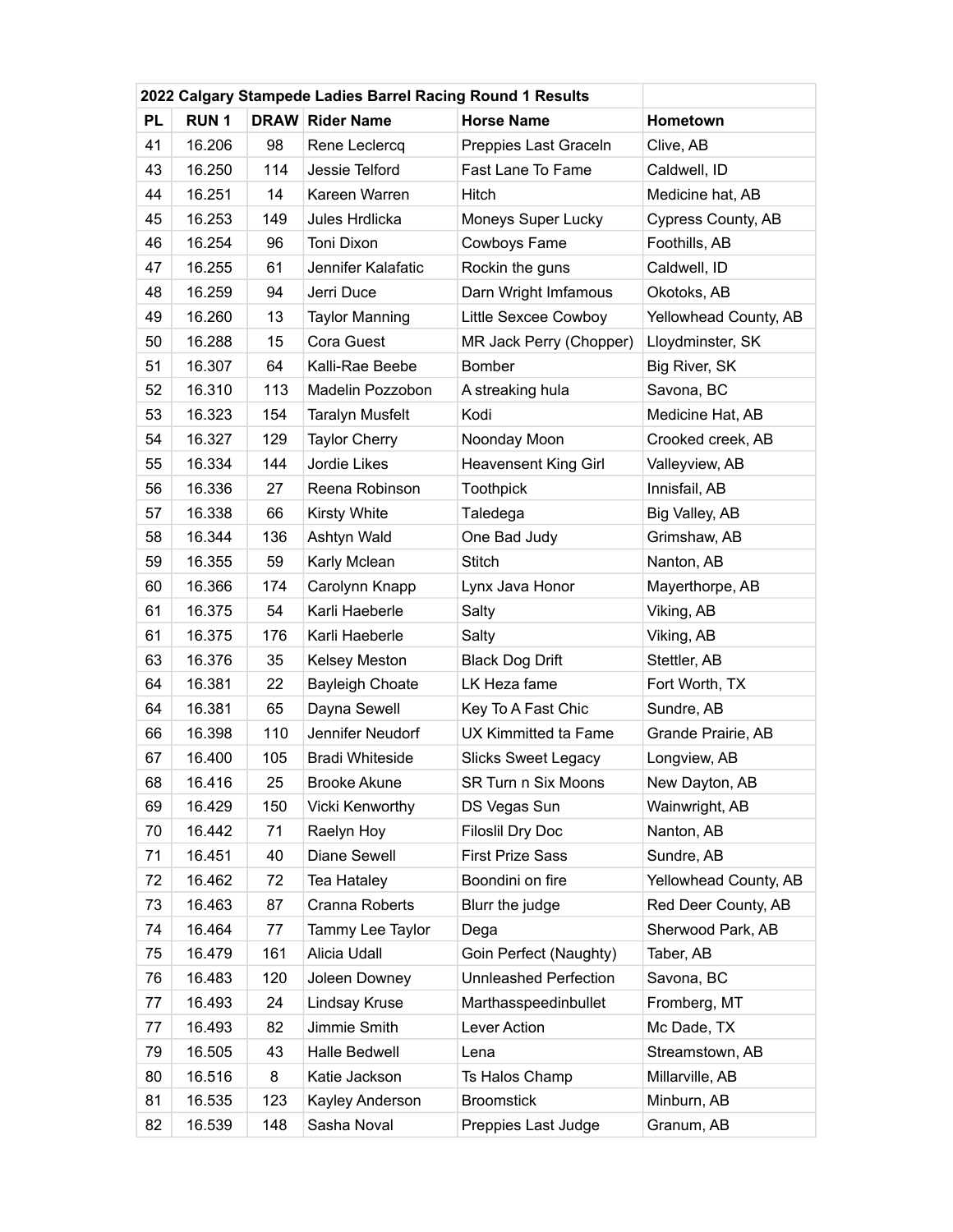| 2022 Calgary Stampede Ladies Barrel Racing Round 1 Results | | | | | |
|---|---|---|---|---|---|
| **PL** | **RUN 1** | **DRAW** | **Rider Name** | **Horse Name** | **Hometown** |
| 41 | 16.206 | 98 | Rene Leclercq | Preppies Last Graceln | Clive, AB |
| 43 | 16.250 | 114 | Jessie Telford | Fast Lane To Fame | Caldwell, ID |
| 44 | 16.251 | 14 | Kareen Warren | Hitch | Medicine hat, AB |
| 45 | 16.253 | 149 | Jules Hrdlicka | Moneys Super Lucky | Cypress County, AB |
| 46 | 16.254 | 96 | Toni Dixon | Cowboys Fame | Foothills, AB |
| 47 | 16.255 | 61 | Jennifer Kalafatic | Rockin the guns | Caldwell, ID |
| 48 | 16.259 | 94 | Jerri Duce | Darn Wright Imfamous | Okotoks, AB |
| 49 | 16.260 | 13 | Taylor Manning | Little Sexcee Cowboy | Yellowhead County, AB |
| 50 | 16.288 | 15 | Cora Guest | MR Jack Perry (Chopper) | Lloydminster, SK |
| 51 | 16.307 | 64 | Kalli-Rae Beebe | Bomber | Big River, SK |
| 52 | 16.310 | 113 | Madelin Pozzobon | A streaking hula | Savona, BC |
| 53 | 16.323 | 154 | Taralyn Musfelt | Kodi | Medicine Hat, AB |
| 54 | 16.327 | 129 | Taylor Cherry | Noonday Moon | Crooked creek, AB |
| 55 | 16.334 | 144 | Jordie Likes | Heavensent King Girl | Valleyview, AB |
| 56 | 16.336 | 27 | Reena Robinson | Toothpick | Innisfail, AB |
| 57 | 16.338 | 66 | Kirsty White | Taledega | Big Valley, AB |
| 58 | 16.344 | 136 | Ashtyn Wald | One Bad Judy | Grimshaw, AB |
| 59 | 16.355 | 59 | Karly Mclean | Stitch | Nanton, AB |
| 60 | 16.366 | 174 | Carolynn Knapp | Lynx Java Honor | Mayerthorpe, AB |
| 61 | 16.375 | 54 | Karli Haeberle | Salty | Viking, AB |
| 61 | 16.375 | 176 | Karli Haeberle | Salty | Viking, AB |
| 63 | 16.376 | 35 | Kelsey Meston | Black Dog Drift | Stettler, AB |
| 64 | 16.381 | 22 | Bayleigh Choate | LK Heza fame | Fort Worth, TX |
| 64 | 16.381 | 65 | Dayna Sewell | Key To A Fast Chic | Sundre, AB |
| 66 | 16.398 | 110 | Jennifer Neudorf | UX Kimmitted ta Fame | Grande Prairie, AB |
| 67 | 16.400 | 105 | Bradi Whiteside | Slicks Sweet Legacy | Longview, AB |
| 68 | 16.416 | 25 | Brooke Akune | SR Turn n Six Moons | New Dayton, AB |
| 69 | 16.429 | 150 | Vicki Kenworthy | DS Vegas Sun | Wainwright, AB |
| 70 | 16.442 | 71 | Raelyn Hoy | Filoslil Dry Doc | Nanton, AB |
| 71 | 16.451 | 40 | Diane Sewell | First Prize Sass | Sundre, AB |
| 72 | 16.462 | 72 | Tea Hataley | Boondini on fire | Yellowhead County, AB |
| 73 | 16.463 | 87 | Cranna Roberts | Blurr the judge | Red Deer County, AB |
| 74 | 16.464 | 77 | Tammy Lee Taylor | Dega | Sherwood Park, AB |
| 75 | 16.479 | 161 | Alicia Udall | Goin Perfect (Naughty) | Taber, AB |
| 76 | 16.483 | 120 | Joleen Downey | Unnleashed Perfection | Savona, BC |
| 77 | 16.493 | 24 | Lindsay Kruse | Marthasspeedinbullet | Fromberg, MT |
| 77 | 16.493 | 82 | Jimmie Smith | Lever Action | Mc Dade, TX |
| 79 | 16.505 | 43 | Halle Bedwell | Lena | Streamstown, AB |
| 80 | 16.516 | 8 | Katie Jackson | Ts Halos Champ | Millarville, AB |
| 81 | 16.535 | 123 | Kayley Anderson | Broomstick | Minburn, AB |
| 82 | 16.539 | 148 | Sasha Noval | Preppies Last Judge | Granum, AB |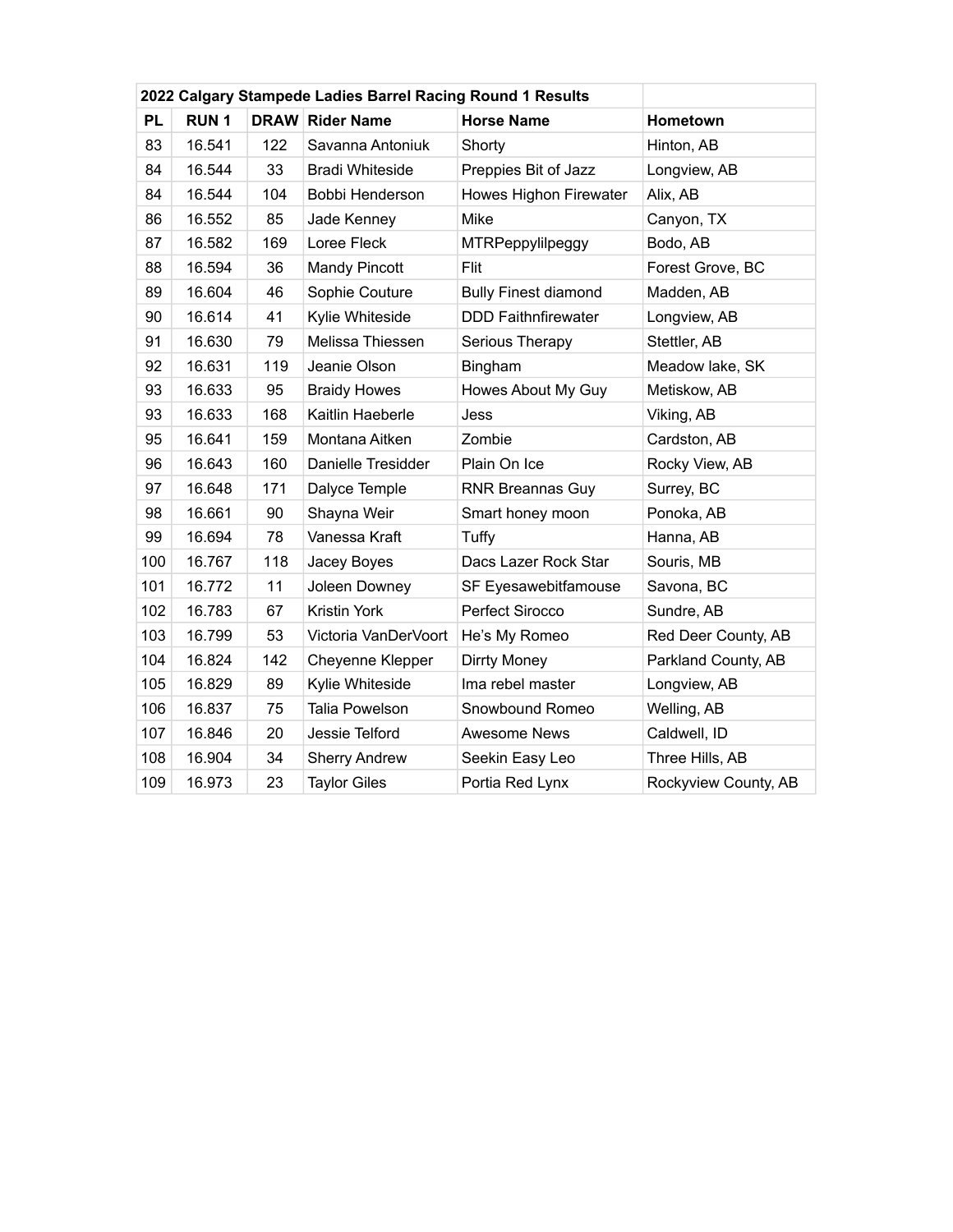| 2022 Calgary Stampede Ladies Barrel Racing Round 1 Results | | | | | |
|---|---|---|---|---|---|
| **PL** | **RUN 1** | **DRAW** | **Rider Name** | **Horse Name** | **Hometown** |
| 83 | 16.541 | 122 | Savanna Antoniuk | Shorty | Hinton, AB |
| 84 | 16.544 | 33 | Bradi Whiteside | Preppies Bit of Jazz | Longview, AB |
| 84 | 16.544 | 104 | Bobbi Henderson | Howes Highon Firewater | Alix, AB |
| 86 | 16.552 | 85 | Jade Kenney | Mike | Canyon, TX |
| 87 | 16.582 | 169 | Loree Fleck | MTRPeppylilpeggy | Bodo, AB |
| 88 | 16.594 | 36 | Mandy Pincott | Flit | Forest Grove, BC |
| 89 | 16.604 | 46 | Sophie Couture | Bully Finest diamond | Madden, AB |
| 90 | 16.614 | 41 | Kylie Whiteside | DDD Faithnfirewater | Longview, AB |
| 91 | 16.630 | 79 | Melissa Thiessen | Serious Therapy | Stettler, AB |
| 92 | 16.631 | 119 | Jeanie Olson | Bingham | Meadow lake, SK |
| 93 | 16.633 | 95 | Braidy Howes | Howes About My Guy | Metiskow, AB |
| 93 | 16.633 | 168 | Kaitlin Haeberle | Jess | Viking, AB |
| 95 | 16.641 | 159 | Montana Aitken | Zombie | Cardston, AB |
| 96 | 16.643 | 160 | Danielle Tresidder | Plain On Ice | Rocky View, AB |
| 97 | 16.648 | 171 | Dalyce Temple | RNR Breannas Guy | Surrey, BC |
| 98 | 16.661 | 90 | Shayna Weir | Smart honey moon | Ponoka, AB |
| 99 | 16.694 | 78 | Vanessa Kraft | Tuffy | Hanna, AB |
| 100 | 16.767 | 118 | Jacey Boyes | Dacs Lazer Rock Star | Souris, MB |
| 101 | 16.772 | 11 | Joleen Downey | SF Eyesawebitfamouse | Savona, BC |
| 102 | 16.783 | 67 | Kristin York | Perfect Sirocco | Sundre, AB |
| 103 | 16.799 | 53 | Victoria VanDerVoort | He's My Romeo | Red Deer County, AB |
| 104 | 16.824 | 142 | Cheyenne Klepper | Dirrty Money | Parkland County, AB |
| 105 | 16.829 | 89 | Kylie Whiteside | Ima rebel master | Longview, AB |
| 106 | 16.837 | 75 | Talia Powelson | Snowbound Romeo | Welling, AB |
| 107 | 16.846 | 20 | Jessie Telford | Awesome News | Caldwell, ID |
| 108 | 16.904 | 34 | Sherry Andrew | Seekin Easy Leo | Three Hills, AB |
| 109 | 16.973 | 23 | Taylor Giles | Portia Red Lynx | Rockyview County, AB |